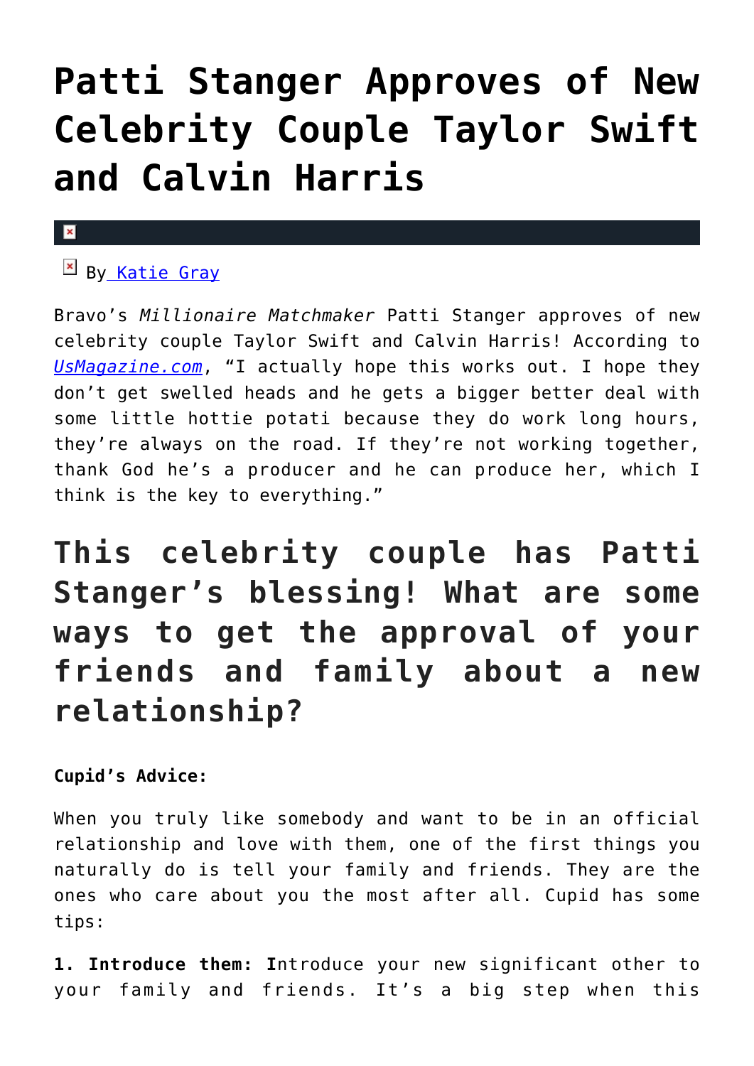# Patti Stanger Approves of New Celebrity Couple Taylor Swift and Calvin Harris

By Katie Gray

Bravo's *Millionaire Matchmaker* Patti Stanger approves of new celebrity couple Taylor Swift and Calvin Harris! According to *UsMagazine.com*, "I actually hope this works out. I hope they don't get swelled heads and he gets a bigger better deal with some little hottie potati because they do work long hours, they're always on the road. If they're not working together, thank God he's a producer and he can produce her, which I think is the key to everything."

## This celebrity couple has Patti Stanger's blessing! What are some ways to get the approval of your friends and family about a new relationship?

**Cupid's Advice:**

When you truly like somebody and want to be in an official relationship and love with them, one of the first things you naturally do is tell your family and friends. They are the ones who care about you the most after all. Cupid has some tips:

**1. Introduce them: I**ntroduce your new significant other to your family and friends. It's a big step when this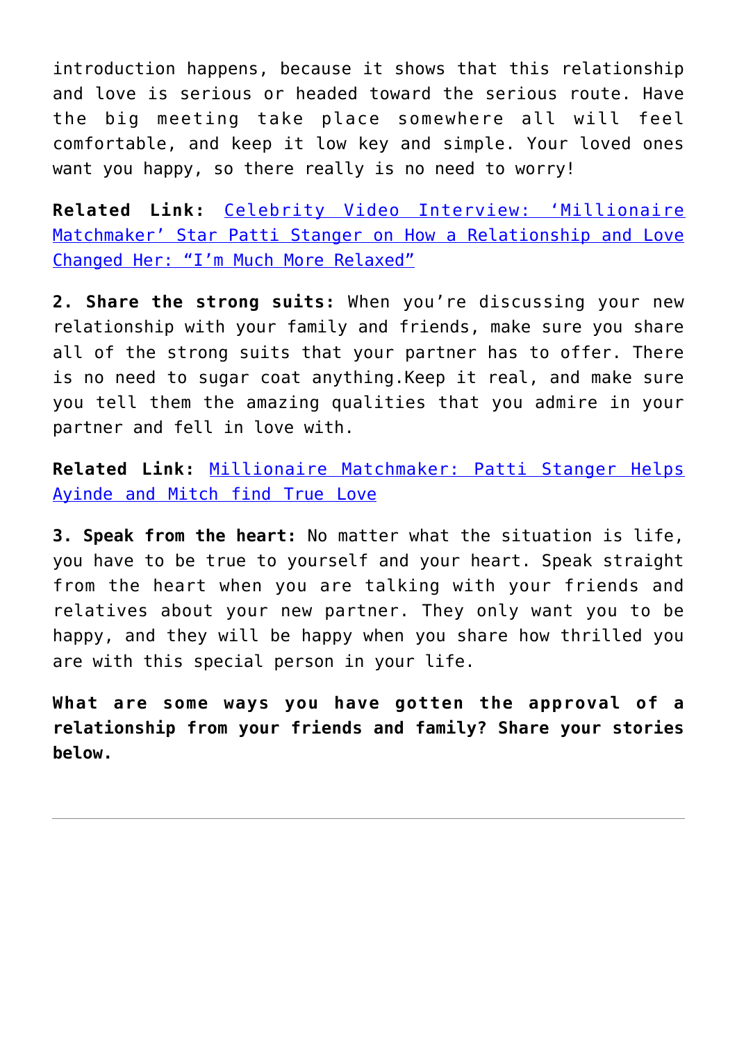introduction happens, because it shows that this relationship and love is serious or headed toward the serious route. Have the big meeting take place somewhere all will feel comfortable, and keep it low key and simple. Your loved ones want you happy, so there really is no need to worry!

**Related Link:** Celebrity Video Interview: 'Millionaire Matchmaker' Star Patti Stanger on How a Relationship and Love Changed Her: "I'm Much More Relaxed"

**2. Share the strong suits:** When you're discussing your new relationship with your family and friends, make sure you share all of the strong suits that your partner has to offer. There is no need to sugar coat anything.Keep it real, and make sure you tell them the amazing qualities that you admire in your partner and fell in love with.

**Related Link:** Millionaire Matchmaker: Patti Stanger Helps Ayinde and Mitch find True Love

**3. Speak from the heart:** No matter what the situation is life, you have to be true to yourself and your heart. Speak straight from the heart when you are talking with your friends and relatives about your new partner. They only want you to be happy, and they will be happy when you share how thrilled you are with this special person in your life.

**What are some ways you have gotten the approval of a relationship from your friends and family? Share your stories below.**

---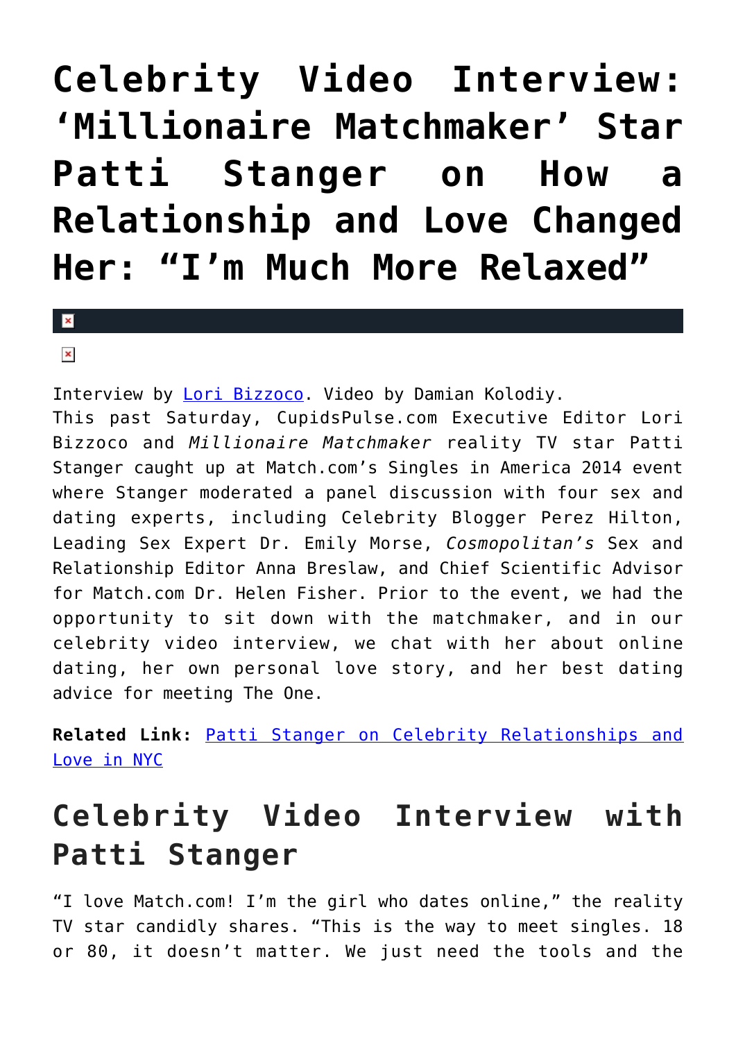# Celebrity Video Interview: 'Millionaire Matchmaker' Star Patti Stanger on How a Relationship and Love Changed Her: "I'm Much More Relaxed"

Interview by Lori Bizzoco. Video by Damian Kolodiy.
This past Saturday, CupidsPulse.com Executive Editor Lori Bizzoco and *Millionaire Matchmaker* reality TV star Patti Stanger caught up at Match.com's Singles in America 2014 event where Stanger moderated a panel discussion with four sex and dating experts, including Celebrity Blogger Perez Hilton, Leading Sex Expert Dr. Emily Morse, *Cosmopolitan's* Sex and Relationship Editor Anna Breslaw, and Chief Scientific Advisor for Match.com Dr. Helen Fisher. Prior to the event, we had the opportunity to sit down with the matchmaker, and in our celebrity video interview, we chat with her about online dating, her own personal love story, and her best dating advice for meeting The One.

**Related Link:** Patti Stanger on Celebrity Relationships and Love in NYC

## Celebrity Video Interview with Patti Stanger

"I love Match.com! I'm the girl who dates online," the reality TV star candidly shares. "This is the way to meet singles. 18 or 80, it doesn't matter. We just need the tools and the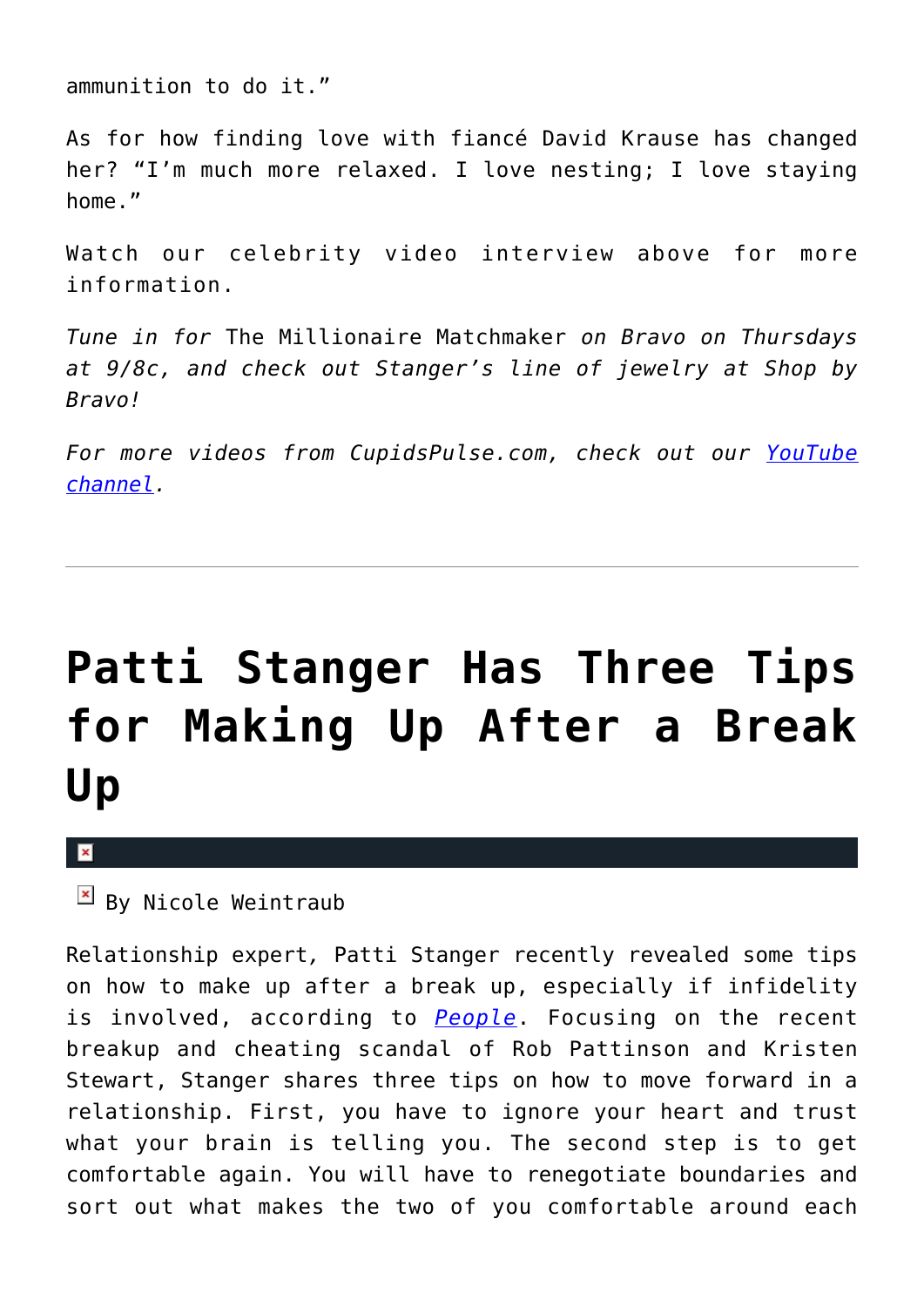ammunition to do it."

As for how finding love with fiancé David Krause has changed her? "I'm much more relaxed. I love nesting; I love staying home."

Watch our celebrity video interview above for more information.

*Tune in for* The Millionaire Matchmaker *on Bravo on Thursdays at 9/8c, and check out Stanger's line of jewelry at Shop by Bravo!*

*For more videos from CupidsPulse.com, check out our YouTube channel.*

---

# Patti Stanger Has Three Tips for Making Up After a Break Up

By Nicole Weintraub

Relationship expert, Patti Stanger recently revealed some tips on how to make up after a break up, especially if infidelity is involved, according to *People*. Focusing on the recent breakup and cheating scandal of Rob Pattinson and Kristen Stewart, Stanger shares three tips on how to move forward in a relationship. First, you have to ignore your heart and trust what your brain is telling you. The second step is to get comfortable again. You will have to renegotiate boundaries and sort out what makes the two of you comfortable around each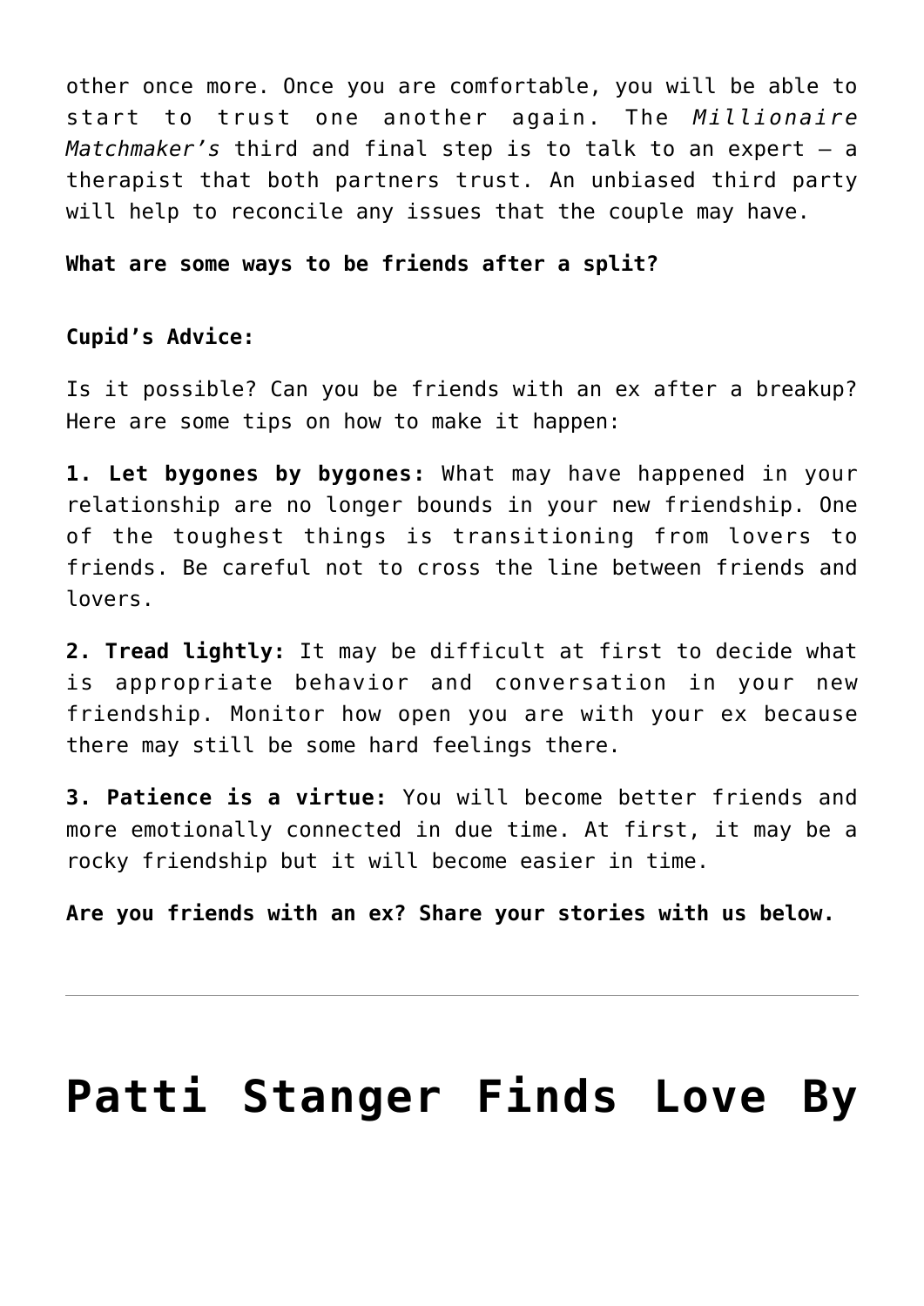other once more. Once you are comfortable, you will be able to start to trust one another again. The *Millionaire Matchmaker's* third and final step is to talk to an expert – a therapist that both partners trust. An unbiased third party will help to reconcile any issues that the couple may have.

**What are some ways to be friends after a split?**

**Cupid's Advice:**

Is it possible? Can you be friends with an ex after a breakup? Here are some tips on how to make it happen:

**1. Let bygones by bygones:** What may have happened in your relationship are no longer bounds in your new friendship. One of the toughest things is transitioning from lovers to friends. Be careful not to cross the line between friends and lovers.

**2. Tread lightly:** It may be difficult at first to decide what is appropriate behavior and conversation in your new friendship. Monitor how open you are with your ex because there may still be some hard feelings there.

**3. Patience is a virtue:** You will become better friends and more emotionally connected in due time. At first, it may be a rocky friendship but it will become easier in time.

**Are you friends with an ex? Share your stories with us below.**

---

# Patti Stanger Finds Love By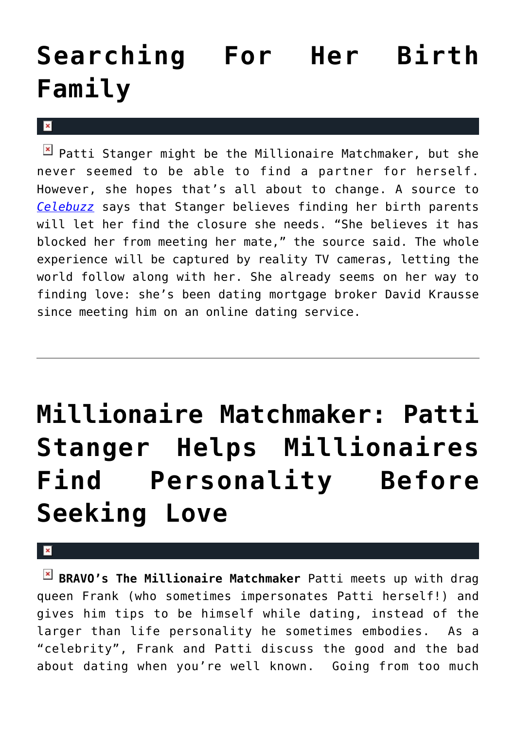# Searching For Her Birth Family

Patti Stanger might be the Millionaire Matchmaker, but she never seemed to be able to find a partner for herself. However, she hopes that's all about to change. A source to *Celebuzz* says that Stanger believes finding her birth parents will let her find the closure she needs. "She believes it has blocked her from meeting her mate," the source said. The whole experience will be captured by reality TV cameras, letting the world follow along with her. She already seems on her way to finding love: she's been dating mortgage broker David Krausse since meeting him on an online dating service.

---

# Millionaire Matchmaker: Patti Stanger Helps Millionaires Find Personality Before Seeking Love

**BRAVO's The Millionaire Matchmaker** Patti meets up with drag queen Frank (who sometimes impersonates Patti herself!) and gives him tips to be himself while dating, instead of the larger than life personality he sometimes embodies. As a "celebrity", Frank and Patti discuss the good and the bad about dating when you're well known. Going from too much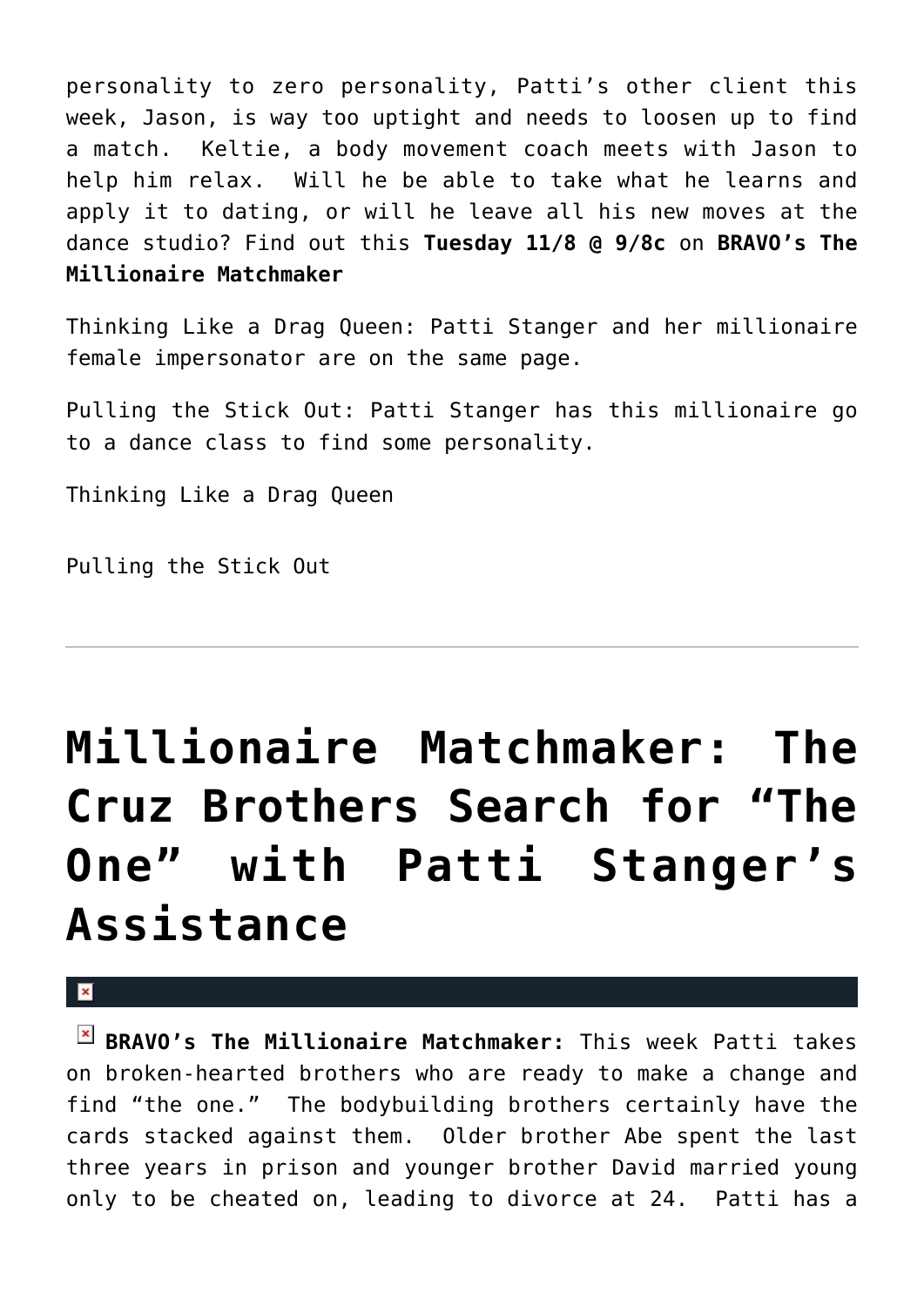personality to zero personality, Patti's other client this week, Jason, is way too uptight and needs to loosen up to find a match. Keltie, a body movement coach meets with Jason to help him relax. Will he be able to take what he learns and apply it to dating, or will he leave all his new moves at the dance studio? Find out this **Tuesday 11/8 @ 9/8c** on **BRAVO's The Millionaire Matchmaker**

Thinking Like a Drag Queen: Patti Stanger and her millionaire female impersonator are on the same page.

Pulling the Stick Out: Patti Stanger has this millionaire go to a dance class to find some personality.

Thinking Like a Drag Queen

Pulling the Stick Out

---

# Millionaire Matchmaker: The Cruz Brothers Search for "The One" with Patti Stanger's Assistance

**BRAVO's The Millionaire Matchmaker:** This week Patti takes on broken-hearted brothers who are ready to make a change and find "the one." The bodybuilding brothers certainly have the cards stacked against them. Older brother Abe spent the last three years in prison and younger brother David married young only to be cheated on, leading to divorce at 24. Patti has a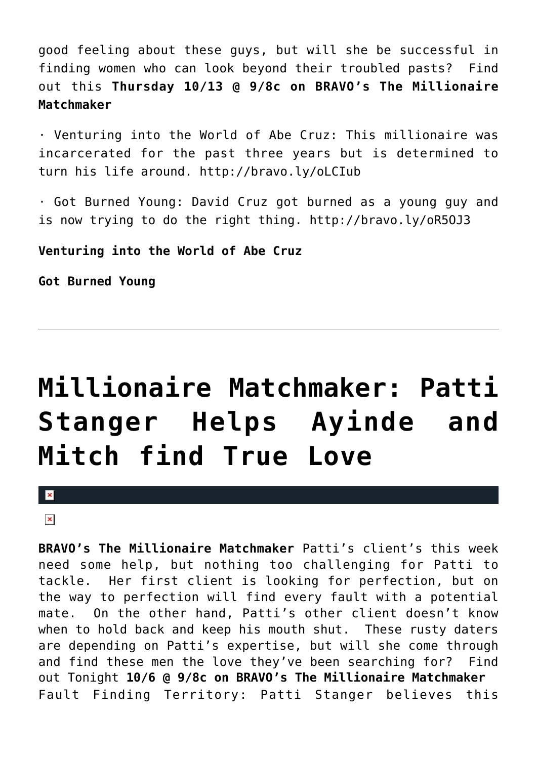good feeling about these guys, but will she be successful in finding women who can look beyond their troubled pasts? Find out this **Thursday 10/13 @ 9/8c on BRAVO's The Millionaire Matchmaker**

· Venturing into the World of Abe Cruz: This millionaire was incarcerated for the past three years but is determined to turn his life around. http://bravo.ly/oLCIub

· Got Burned Young: David Cruz got burned as a young guy and is now trying to do the right thing. http://bravo.ly/oR5OJ3

**Venturing into the World of Abe Cruz**

**Got Burned Young**

---

# Millionaire Matchmaker: Patti Stanger Helps Ayinde and Mitch find True Love

**BRAVO's The Millionaire Matchmaker** Patti's client's this week need some help, but nothing too challenging for Patti to tackle. Her first client is looking for perfection, but on the way to perfection will find every fault with a potential mate. On the other hand, Patti's other client doesn't know when to hold back and keep his mouth shut. These rusty daters are depending on Patti's expertise, but will she come through and find these men the love they've been searching for? Find out Tonight **10/6 @ 9/8c on BRAVO's The Millionaire Matchmaker** Fault Finding Territory: Patti Stanger believes this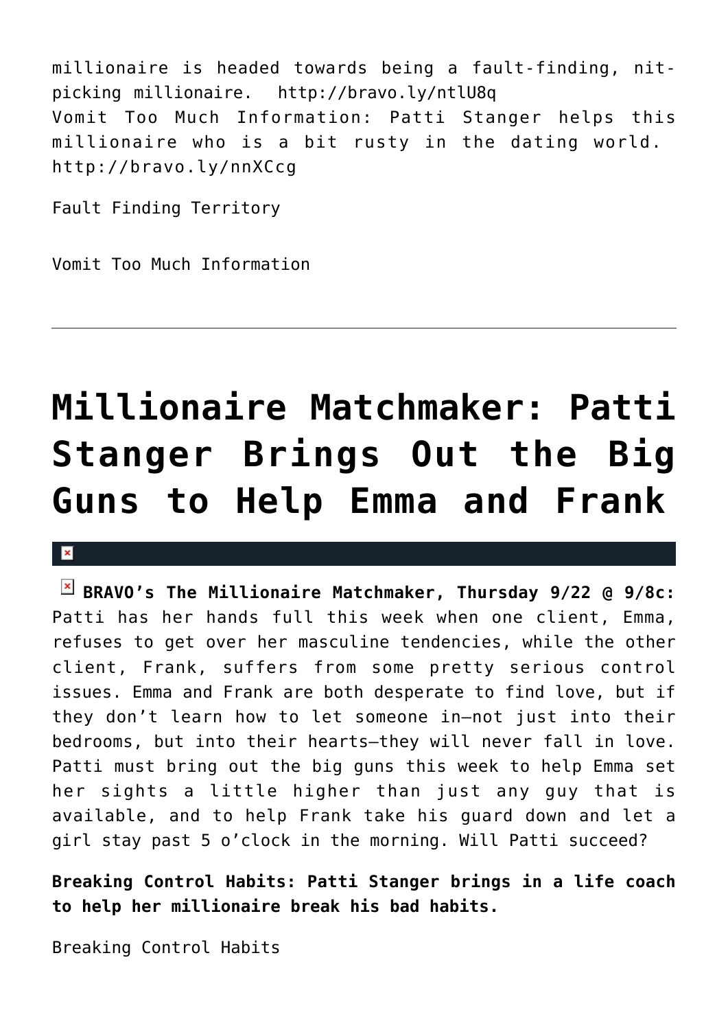millionaire is headed towards being a fault-finding, nit-picking millionaire. http://bravo.ly/ntlU8q
Vomit Too Much Information: Patti Stanger helps this millionaire who is a bit rusty in the dating world. http://bravo.ly/nnXCcg

Fault Finding Territory

Vomit Too Much Information

---

# Millionaire Matchmaker: Patti Stanger Brings Out the Big Guns to Help Emma and Frank

**BRAVO's The Millionaire Matchmaker, Thursday 9/22 @ 9/8c:** Patti has her hands full this week when one client, Emma, refuses to get over her masculine tendencies, while the other client, Frank, suffers from some pretty serious control issues. Emma and Frank are both desperate to find love, but if they don't learn how to let someone in—not just into their bedrooms, but into their hearts—they will never fall in love. Patti must bring out the big guns this week to help Emma set her sights a little higher than just any guy that is available, and to help Frank take his guard down and let a girl stay past 5 o'clock in the morning. Will Patti succeed?

**Breaking Control Habits: Patti Stanger brings in a life coach to help her millionaire break his bad habits.**

Breaking Control Habits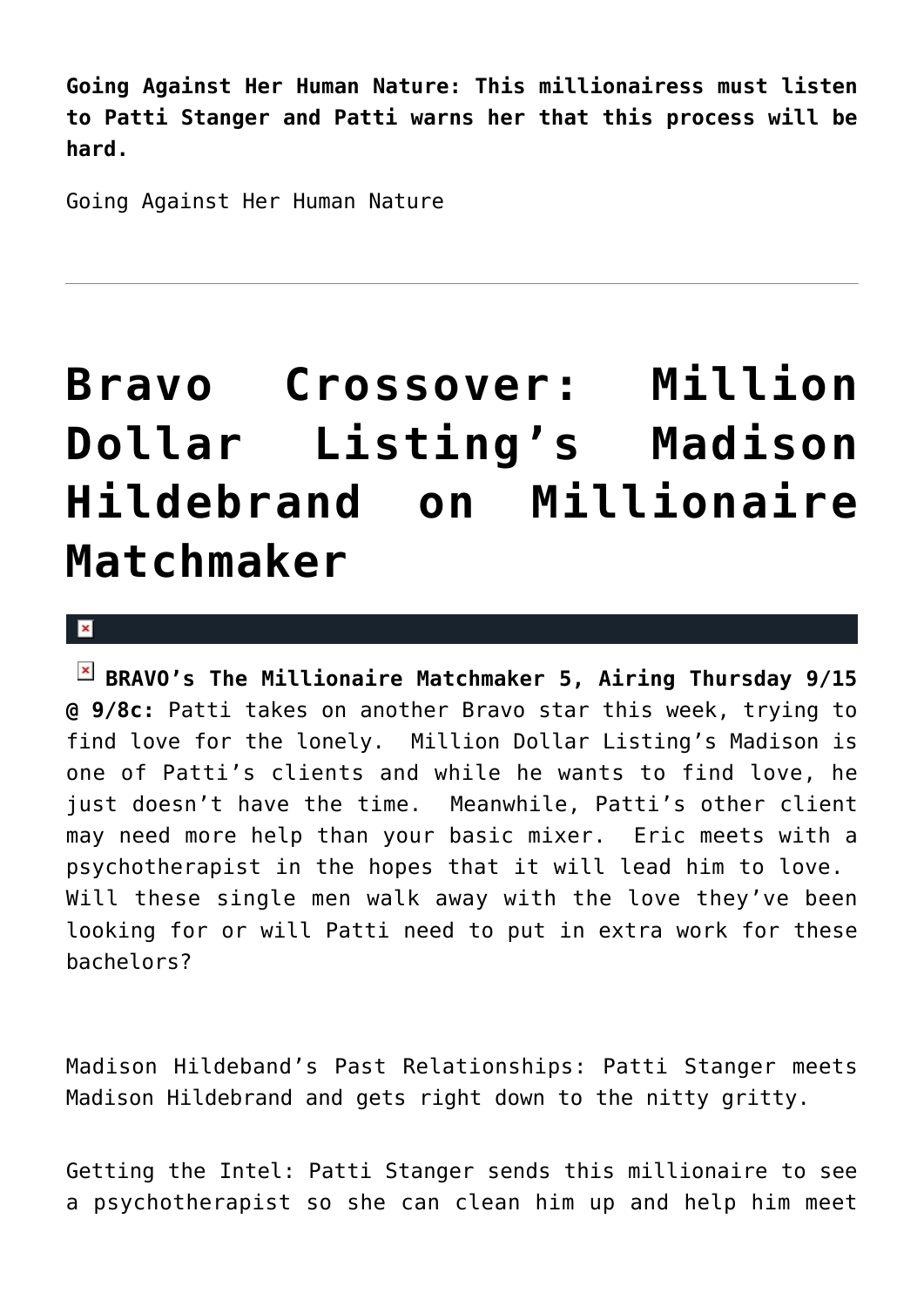**Going Against Her Human Nature: This millionairess must listen to Patti Stanger and Patti warns her that this process will be hard.**

Going Against Her Human Nature

---

# Bravo Crossover: Million Dollar Listing's Madison Hildebrand on Millionaire Matchmaker

**BRAVO's The Millionaire Matchmaker 5, Airing Thursday 9/15 @ 9/8c:** Patti takes on another Bravo star this week, trying to find love for the lonely. Million Dollar Listing's Madison is one of Patti's clients and while he wants to find love, he just doesn't have the time. Meanwhile, Patti's other client may need more help than your basic mixer. Eric meets with a psychotherapist in the hopes that it will lead him to love. Will these single men walk away with the love they've been looking for or will Patti need to put in extra work for these bachelors?

Madison Hildeband's Past Relationships: Patti Stanger meets Madison Hildebrand and gets right down to the nitty gritty.

Getting the Intel: Patti Stanger sends this millionaire to see a psychotherapist so she can clean him up and help him meet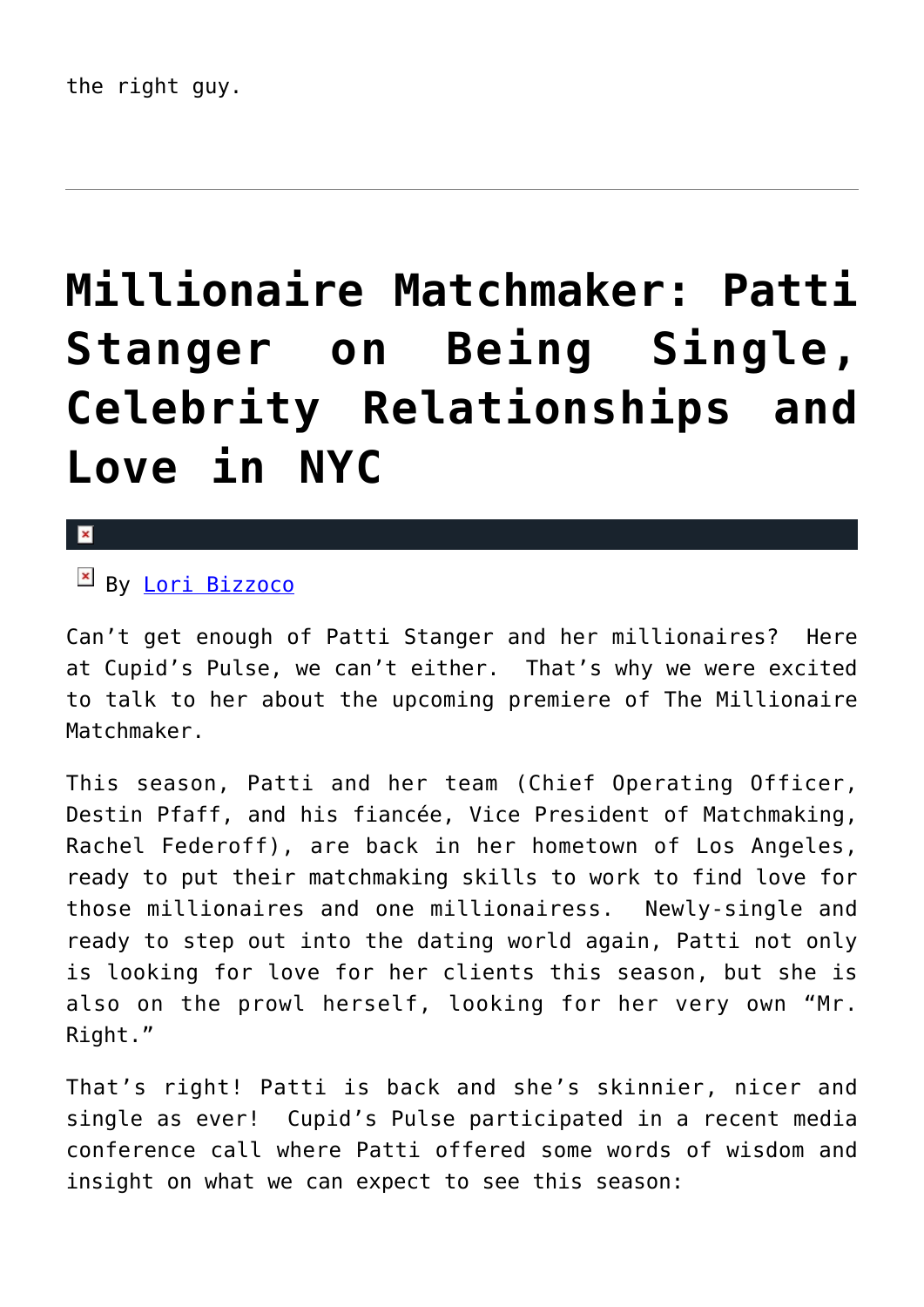the right guy.

---

# Millionaire Matchmaker: Patti Stanger on Being Single, Celebrity Relationships and Love in NYC

By Lori Bizzoco

Can't get enough of Patti Stanger and her millionaires? Here at Cupid's Pulse, we can't either. That's why we were excited to talk to her about the upcoming premiere of The Millionaire Matchmaker.

This season, Patti and her team (Chief Operating Officer, Destin Pfaff, and his fiancée, Vice President of Matchmaking, Rachel Federoff), are back in her hometown of Los Angeles, ready to put their matchmaking skills to work to find love for those millionaires and one millionairess. Newly-single and ready to step out into the dating world again, Patti not only is looking for love for her clients this season, but she is also on the prowl herself, looking for her very own "Mr. Right."

That's right! Patti is back and she's skinnier, nicer and single as ever! Cupid's Pulse participated in a recent media conference call where Patti offered some words of wisdom and insight on what we can expect to see this season: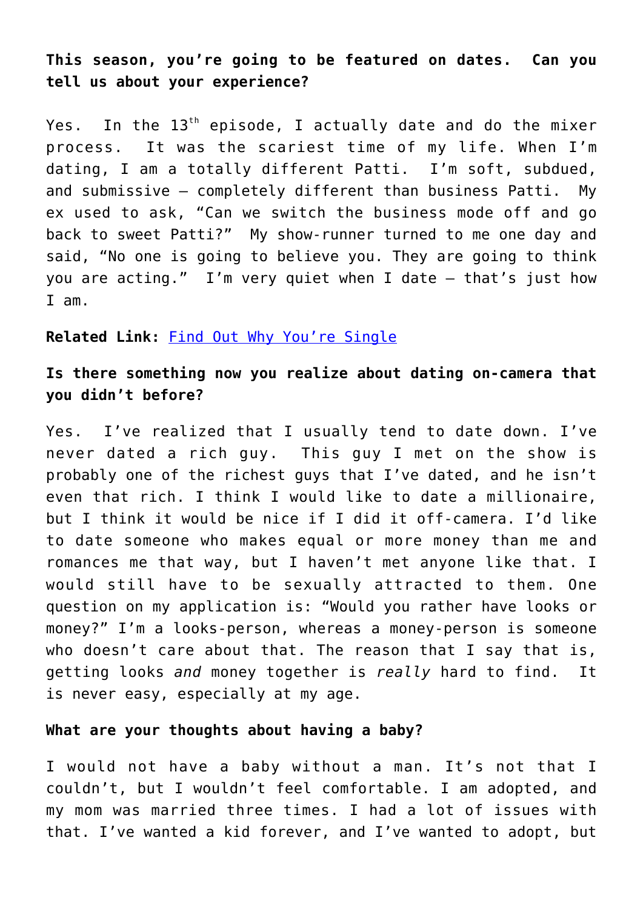**This season, you're going to be featured on dates. Can you tell us about your experience?**

Yes. In the 13th episode, I actually date and do the mixer process. It was the scariest time of my life. When I'm dating, I am a totally different Patti. I'm soft, subdued, and submissive – completely different than business Patti. My ex used to ask, "Can we switch the business mode off and go back to sweet Patti?" My show-runner turned to me one day and said, "No one is going to believe you. They are going to think you are acting." I'm very quiet when I date – that's just how I am.

**Related Link:** [Find Out Why You're Single]()

**Is there something now you realize about dating on-camera that you didn't before?**

Yes. I've realized that I usually tend to date down. I've never dated a rich guy. This guy I met on the show is probably one of the richest guys that I've dated, and he isn't even that rich. I think I would like to date a millionaire, but I think it would be nice if I did it off-camera. I'd like to date someone who makes equal or more money than me and romances me that way, but I haven't met anyone like that. I would still have to be sexually attracted to them. One question on my application is: "Would you rather have looks or money?" I'm a looks-person, whereas a money-person is someone who doesn't care about that. The reason that I say that is, getting looks *and* money together is *really* hard to find. It is never easy, especially at my age.

**What are your thoughts about having a baby?**

I would not have a baby without a man. It's not that I couldn't, but I wouldn't feel comfortable. I am adopted, and my mom was married three times. I had a lot of issues with that. I've wanted a kid forever, and I've wanted to adopt, but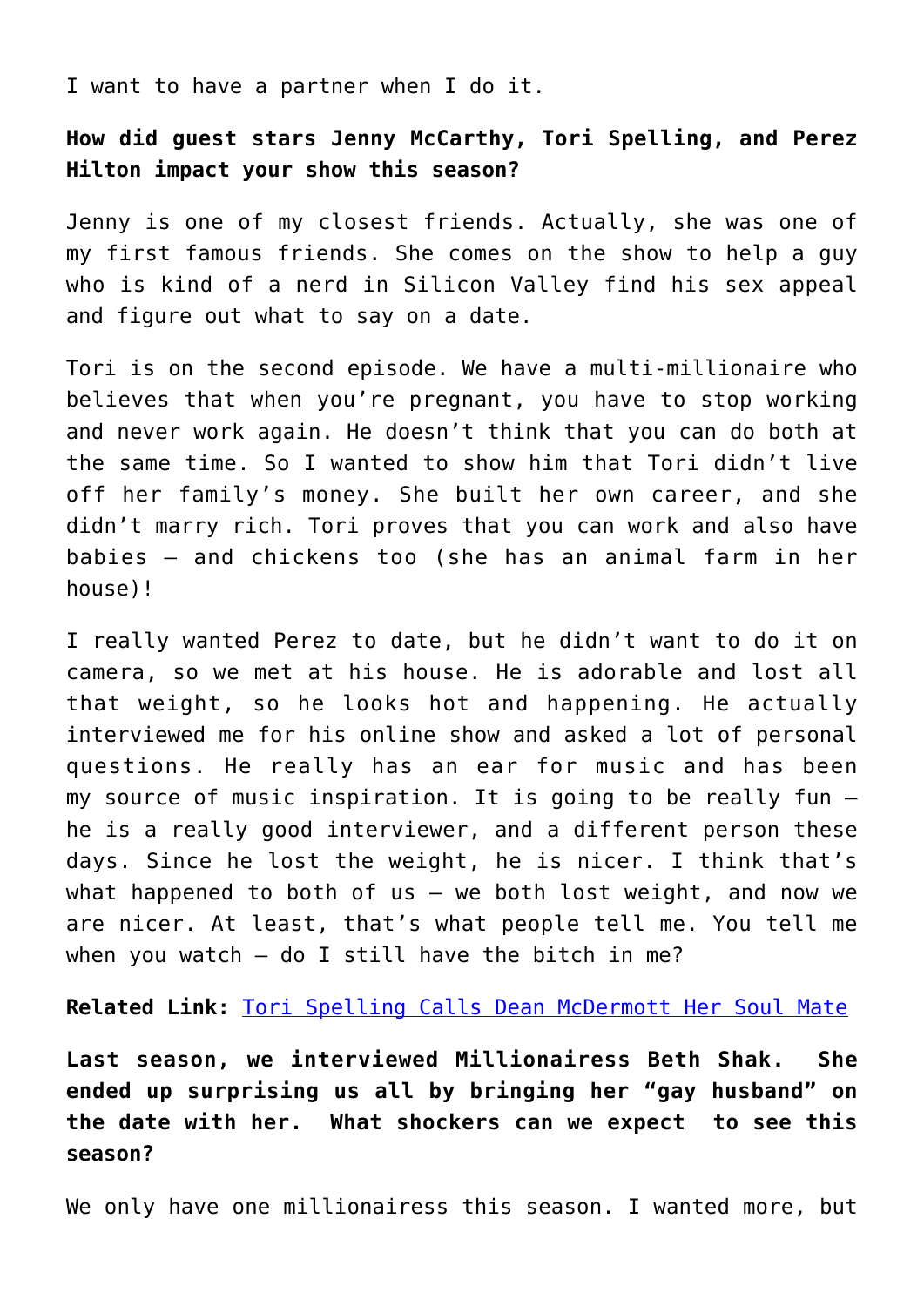I want to have a partner when I do it.

**How did guest stars Jenny McCarthy, Tori Spelling, and Perez Hilton impact your show this season?**

Jenny is one of my closest friends. Actually, she was one of my first famous friends. She comes on the show to help a guy who is kind of a nerd in Silicon Valley find his sex appeal and figure out what to say on a date.

Tori is on the second episode. We have a multi-millionaire who believes that when you're pregnant, you have to stop working and never work again. He doesn't think that you can do both at the same time. So I wanted to show him that Tori didn't live off her family's money. She built her own career, and she didn't marry rich. Tori proves that you can work and also have babies – and chickens too (she has an animal farm in her house)!

I really wanted Perez to date, but he didn't want to do it on camera, so we met at his house. He is adorable and lost all that weight, so he looks hot and happening. He actually interviewed me for his online show and asked a lot of personal questions. He really has an ear for music and has been my source of music inspiration. It is going to be really fun – he is a really good interviewer, and a different person these days. Since he lost the weight, he is nicer. I think that's what happened to both of us – we both lost weight, and now we are nicer. At least, that's what people tell me. You tell me when you watch – do I still have the bitch in me?

**Related Link:** [Tori Spelling Calls Dean McDermott Her Soul Mate]

**Last season, we interviewed Millionairess Beth Shak. She ended up surprising us all by bringing her "gay husband" on the date with her. What shockers can we expect to see this season?**

We only have one millionairess this season. I wanted more, but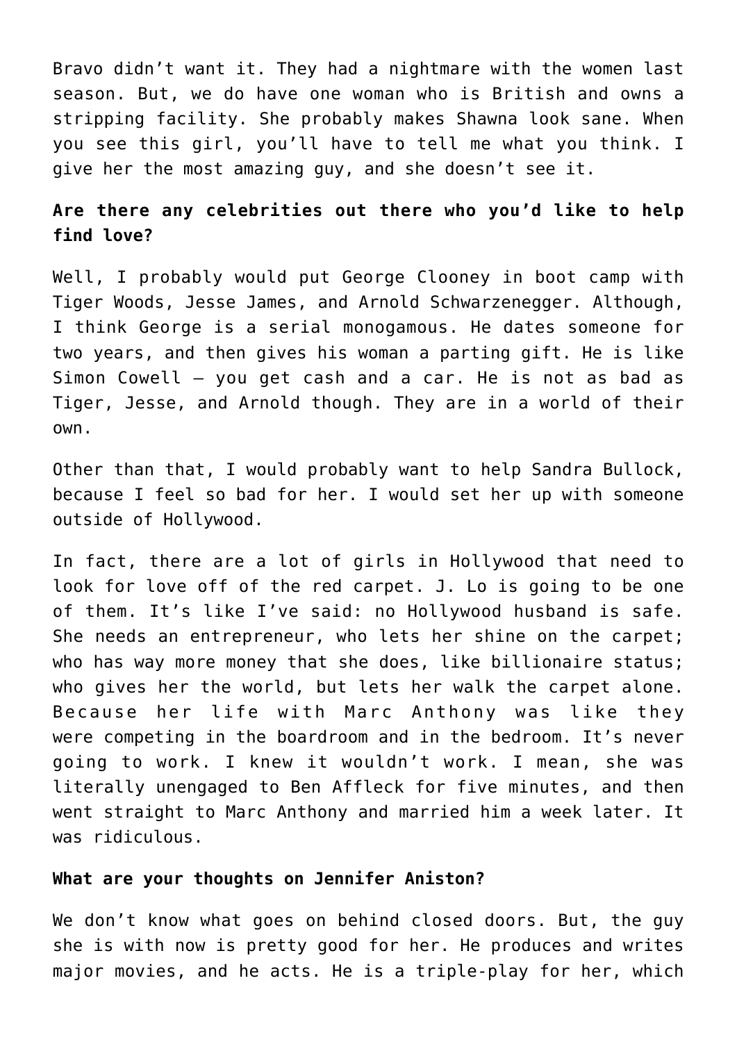Bravo didn't want it. They had a nightmare with the women last season. But, we do have one woman who is British and owns a stripping facility. She probably makes Shawna look sane. When you see this girl, you'll have to tell me what you think. I give her the most amazing guy, and she doesn't see it.

**Are there any celebrities out there who you'd like to help find love?**

Well, I probably would put George Clooney in boot camp with Tiger Woods, Jesse James, and Arnold Schwarzenegger. Although, I think George is a serial monogamous. He dates someone for two years, and then gives his woman a parting gift. He is like Simon Cowell – you get cash and a car. He is not as bad as Tiger, Jesse, and Arnold though. They are in a world of their own.

Other than that, I would probably want to help Sandra Bullock, because I feel so bad for her. I would set her up with someone outside of Hollywood.

In fact, there are a lot of girls in Hollywood that need to look for love off of the red carpet. J. Lo is going to be one of them. It's like I've said: no Hollywood husband is safe. She needs an entrepreneur, who lets her shine on the carpet; who has way more money that she does, like billionaire status; who gives her the world, but lets her walk the carpet alone. Because her life with Marc Anthony was like they were competing in the boardroom and in the bedroom. It's never going to work. I knew it wouldn't work. I mean, she was literally unengaged to Ben Affleck for five minutes, and then went straight to Marc Anthony and married him a week later. It was ridiculous.

**What are your thoughts on Jennifer Aniston?**

We don't know what goes on behind closed doors. But, the guy she is with now is pretty good for her. He produces and writes major movies, and he acts. He is a triple-play for her, which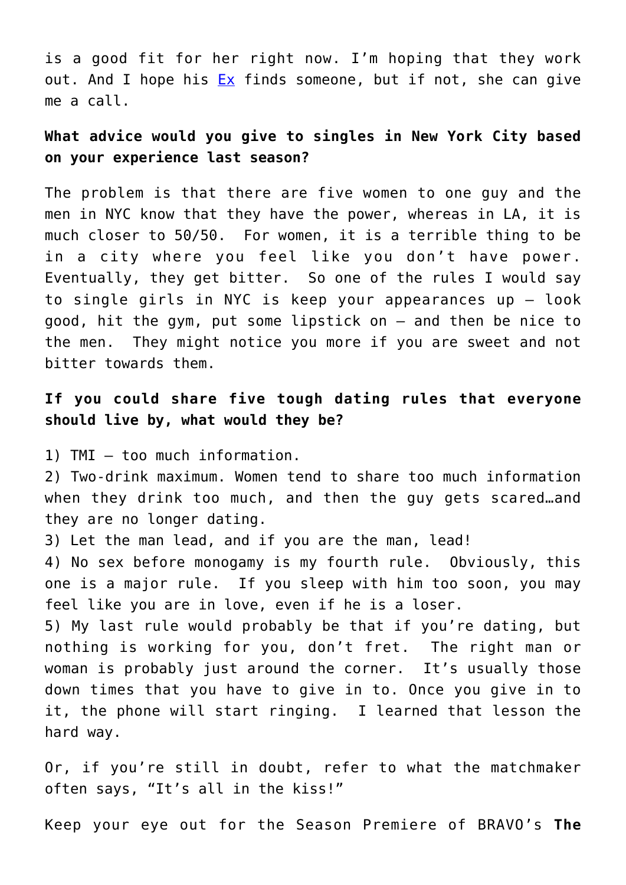is a good fit for her right now. I'm hoping that they work out. And I hope his Ex finds someone, but if not, she can give me a call.

**What advice would you give to singles in New York City based on your experience last season?**

The problem is that there are five women to one guy and the men in NYC know that they have the power, whereas in LA, it is much closer to 50/50. For women, it is a terrible thing to be in a city where you feel like you don't have power. Eventually, they get bitter. So one of the rules I would say to single girls in NYC is keep your appearances up – look good, hit the gym, put some lipstick on – and then be nice to the men. They might notice you more if you are sweet and not bitter towards them.

**If you could share five tough dating rules that everyone should live by, what would they be?**

1) TMI – too much information.
2) Two-drink maximum. Women tend to share too much information when they drink too much, and then the guy gets scared…and they are no longer dating.
3) Let the man lead, and if you are the man, lead!
4) No sex before monogamy is my fourth rule. Obviously, this one is a major rule. If you sleep with him too soon, you may feel like you are in love, even if he is a loser.
5) My last rule would probably be that if you're dating, but nothing is working for you, don't fret. The right man or woman is probably just around the corner. It's usually those down times that you have to give in to. Once you give in to it, the phone will start ringing. I learned that lesson the hard way.

Or, if you're still in doubt, refer to what the matchmaker often says, "It's all in the kiss!"

Keep your eye out for the Season Premiere of BRAVO's **The**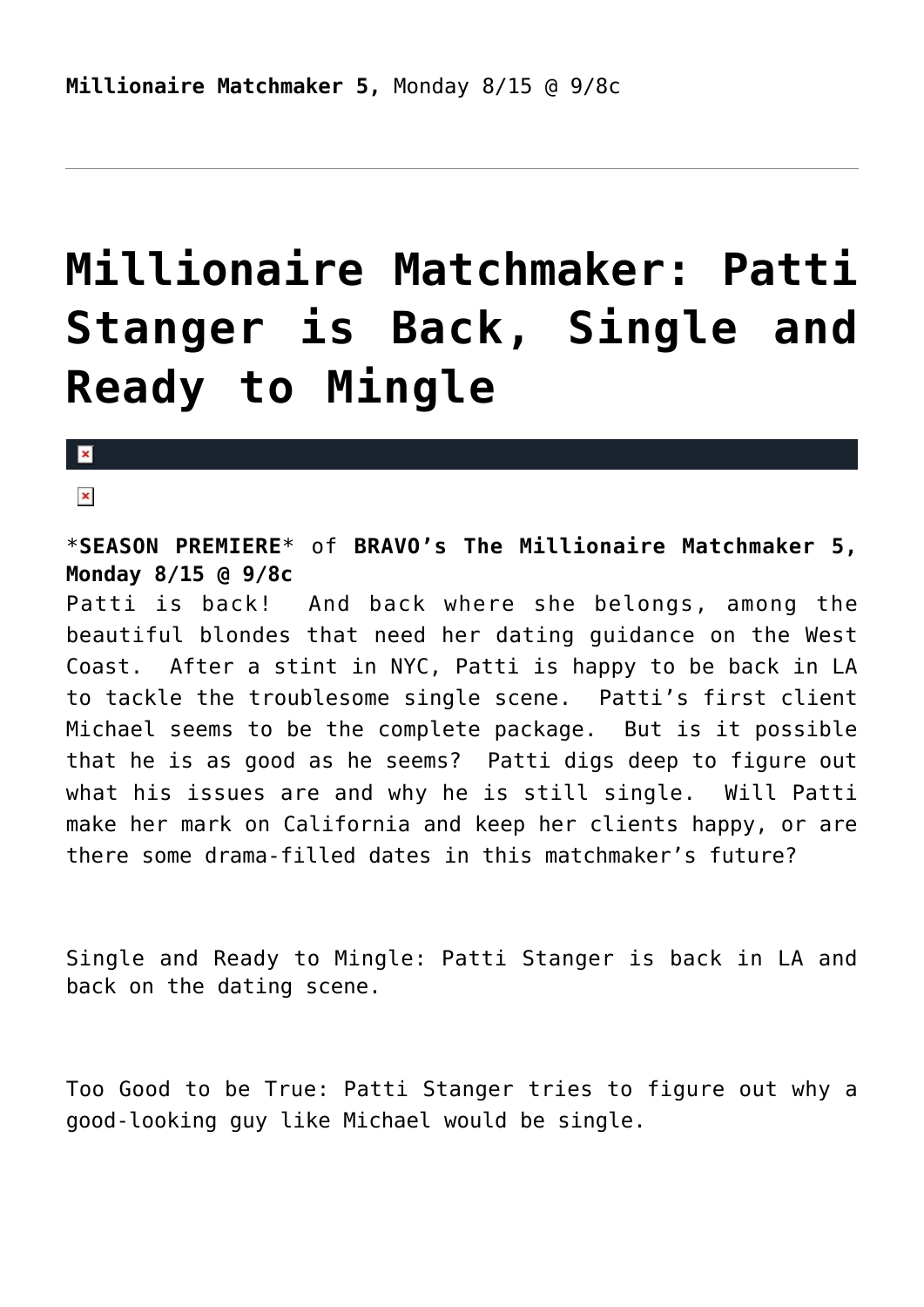**Millionaire Matchmaker 5,** Monday 8/15 @ 9/8c

---

# Millionaire Matchmaker: Patti Stanger is Back, Single and Ready to Mingle

*__SEASON PREMIERE__* of **BRAVO's The Millionaire Matchmaker 5, Monday 8/15 @ 9/8c**
Patti is back!  And back where she belongs, among the beautiful blondes that need her dating guidance on the West Coast.  After a stint in NYC, Patti is happy to be back in LA to tackle the troublesome single scene.  Patti's first client Michael seems to be the complete package.  But is it possible that he is as good as he seems?  Patti digs deep to figure out what his issues are and why he is still single.  Will Patti make her mark on California and keep her clients happy, or are there some drama-filled dates in this matchmaker's future?

Single and Ready to Mingle: Patti Stanger is back in LA and back on the dating scene.

Too Good to be True: Patti Stanger tries to figure out why a good-looking guy like Michael would be single.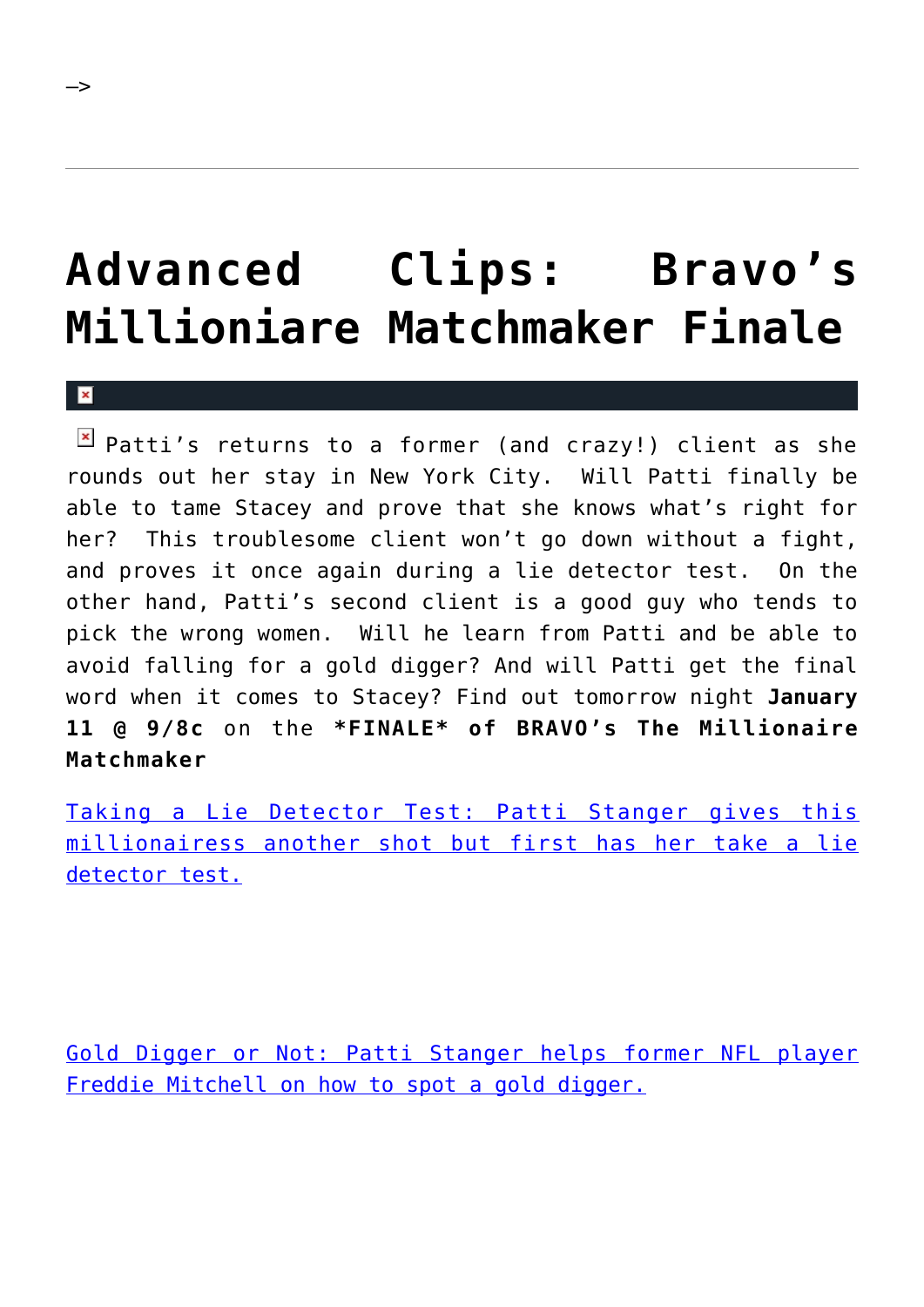–>

# Advanced Clips: Bravo's Millioniare Matchmaker Finale

Patti's returns to a former (and crazy!) client as she rounds out her stay in New York City. Will Patti finally be able to tame Stacey and prove that she knows what's right for her? This troublesome client won't go down without a fight, and proves it once again during a lie detector test. On the other hand, Patti's second client is a good guy who tends to pick the wrong women. Will he learn from Patti and be able to avoid falling for a gold digger? And will Patti get the final word when it comes to Stacey? Find out tomorrow night **January 11 @ 9/8c** on the ***FINALE* of BRAVO's The Millionaire Matchmaker**

Taking a Lie Detector Test: Patti Stanger gives this millionairess another shot but first has her take a lie detector test.

Gold Digger or Not: Patti Stanger helps former NFL player Freddie Mitchell on how to spot a gold digger.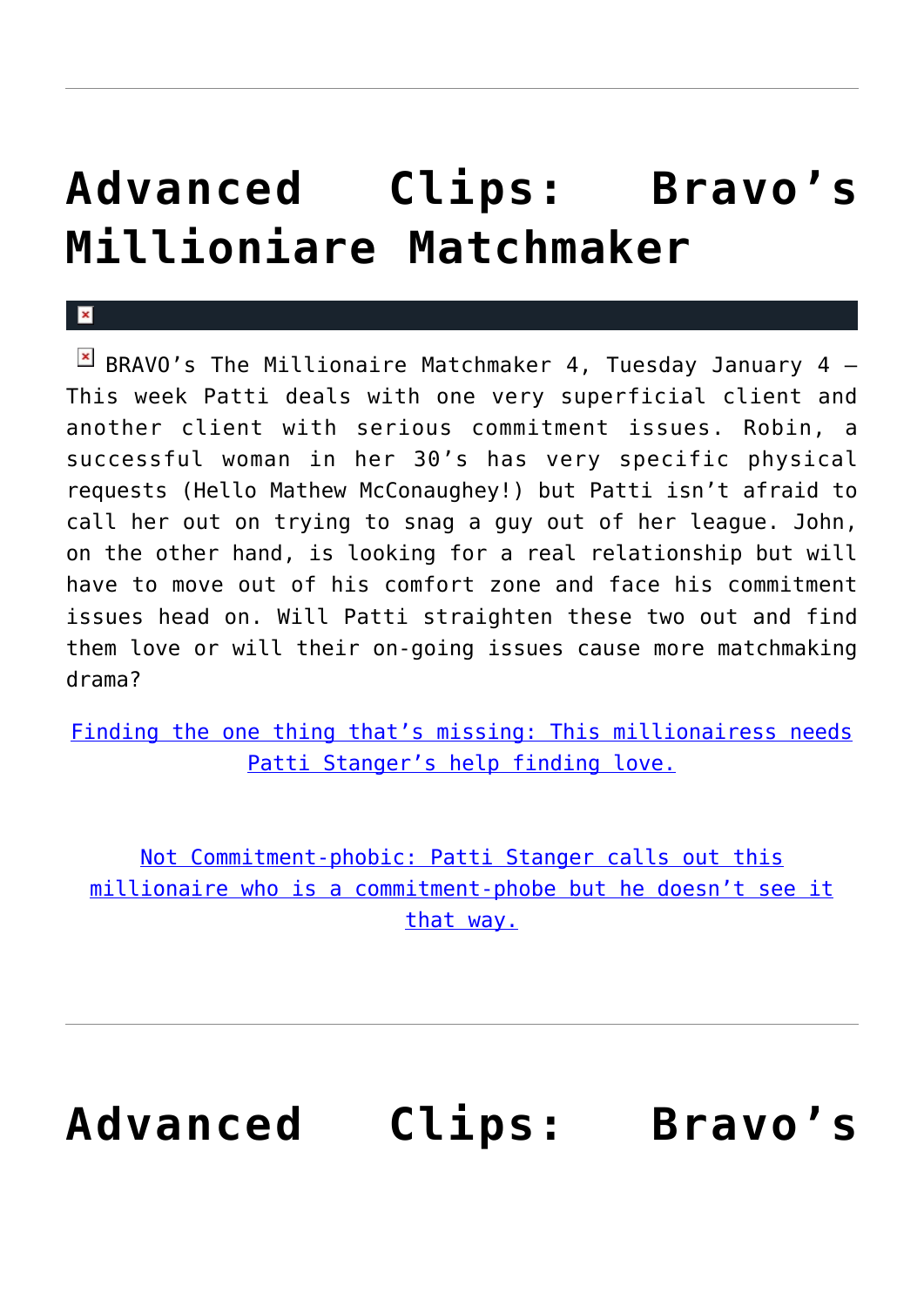# Advanced Clips: Bravo's Millioniare Matchmaker

BRAVO's The Millionaire Matchmaker 4, Tuesday January 4 – This week Patti deals with one very superficial client and another client with serious commitment issues. Robin, a successful woman in her 30's has very specific physical requests (Hello Mathew McConaughey!) but Patti isn't afraid to call her out on trying to snag a guy out of her league. John, on the other hand, is looking for a real relationship but will have to move out of his comfort zone and face his commitment issues head on. Will Patti straighten these two out and find them love or will their on-going issues cause more matchmaking drama?

[Finding the one thing that's missing: This millionairess needs Patti Stanger's help finding love.]

[Not Commitment-phobic: Patti Stanger calls out this millionaire who is a commitment-phobe but he doesn't see it that way.]

# Advanced Clips: Bravo's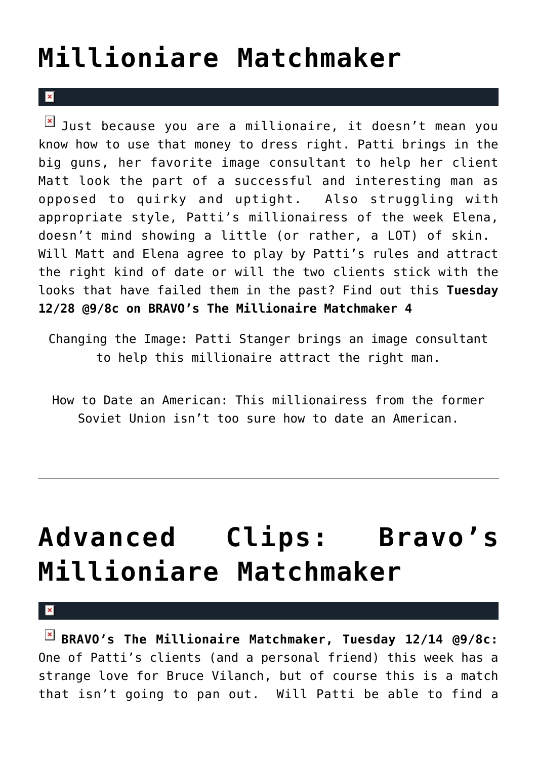# Millioniare Matchmaker

Just because you are a millionaire, it doesn't mean you know how to use that money to dress right. Patti brings in the big guns, her favorite image consultant to help her client Matt look the part of a successful and interesting man as opposed to quirky and uptight. Also struggling with appropriate style, Patti's millionairess of the week Elena, doesn't mind showing a little (or rather, a LOT) of skin. Will Matt and Elena agree to play by Patti's rules and attract the right kind of date or will the two clients stick with the looks that have failed them in the past? Find out this **Tuesday 12/28 @9/8c on BRAVO's The Millionaire Matchmaker 4**

Changing the Image: Patti Stanger brings an image consultant to help this millionaire attract the right man.

How to Date an American: This millionairess from the former Soviet Union isn't too sure how to date an American.

---

# Advanced Clips: Bravo's Millioniare Matchmaker

**BRAVO's The Millionaire Matchmaker, Tuesday 12/14 @9/8c:** One of Patti's clients (and a personal friend) this week has a strange love for Bruce Vilanch, but of course this is a match that isn't going to pan out. Will Patti be able to find a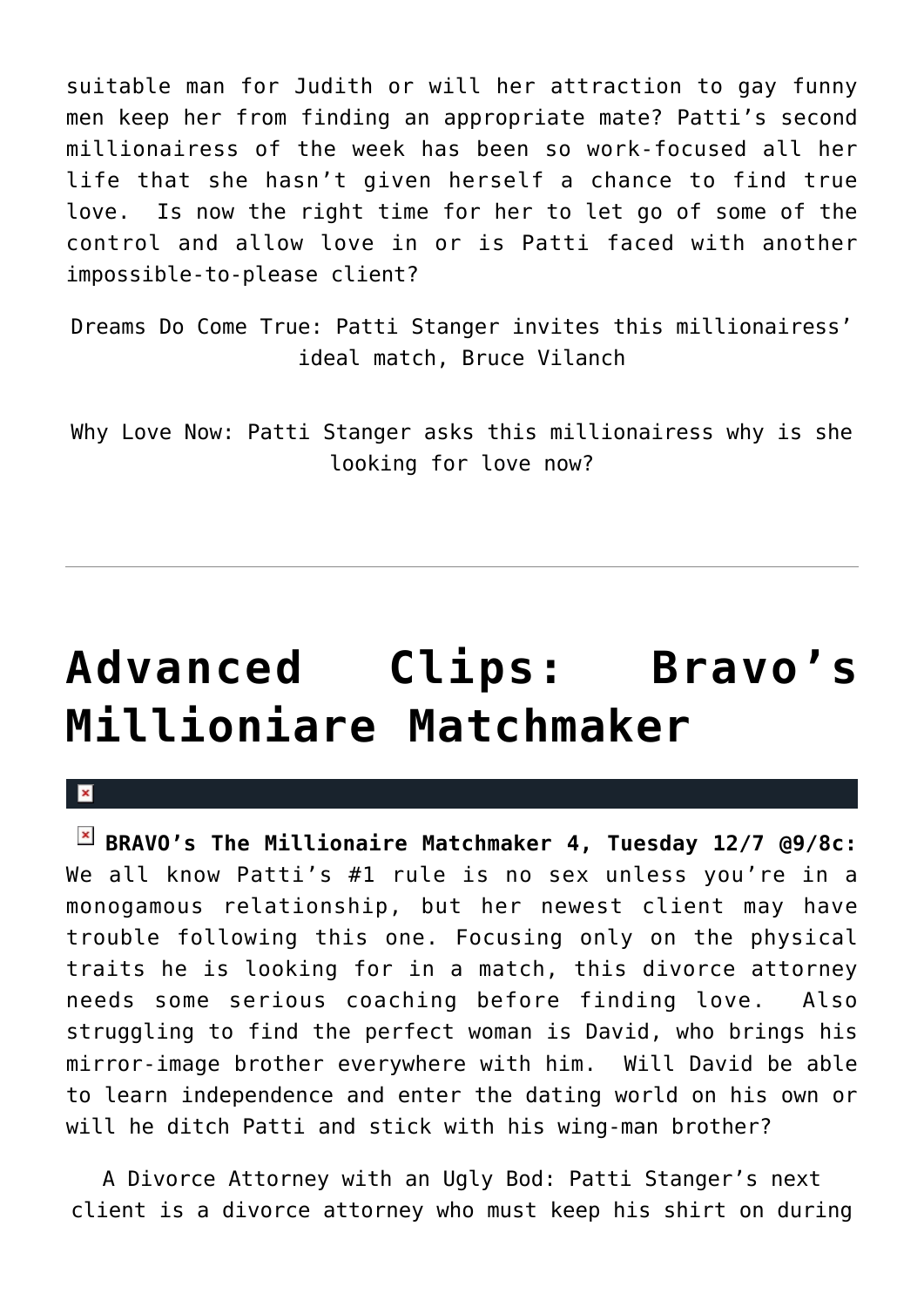suitable man for Judith or will her attraction to gay funny men keep her from finding an appropriate mate? Patti's second millionairess of the week has been so work-focused all her life that she hasn't given herself a chance to find true love. Is now the right time for her to let go of some of the control and allow love in or is Patti faced with another impossible-to-please client?

Dreams Do Come True: Patti Stanger invites this millionairess' ideal match, Bruce Vilanch

Why Love Now: Patti Stanger asks this millionairess why is she looking for love now?

---

# Advanced Clips: Bravo's Millioniare Matchmaker

**BRAVO's The Millionaire Matchmaker 4, Tuesday 12/7 @9/8c:** We all know Patti's #1 rule is no sex unless you're in a monogamous relationship, but her newest client may have trouble following this one. Focusing only on the physical traits he is looking for in a match, this divorce attorney needs some serious coaching before finding love. Also struggling to find the perfect woman is David, who brings his mirror-image brother everywhere with him. Will David be able to learn independence and enter the dating world on his own or will he ditch Patti and stick with his wing-man brother?

A Divorce Attorney with an Ugly Bod: Patti Stanger's next client is a divorce attorney who must keep his shirt on during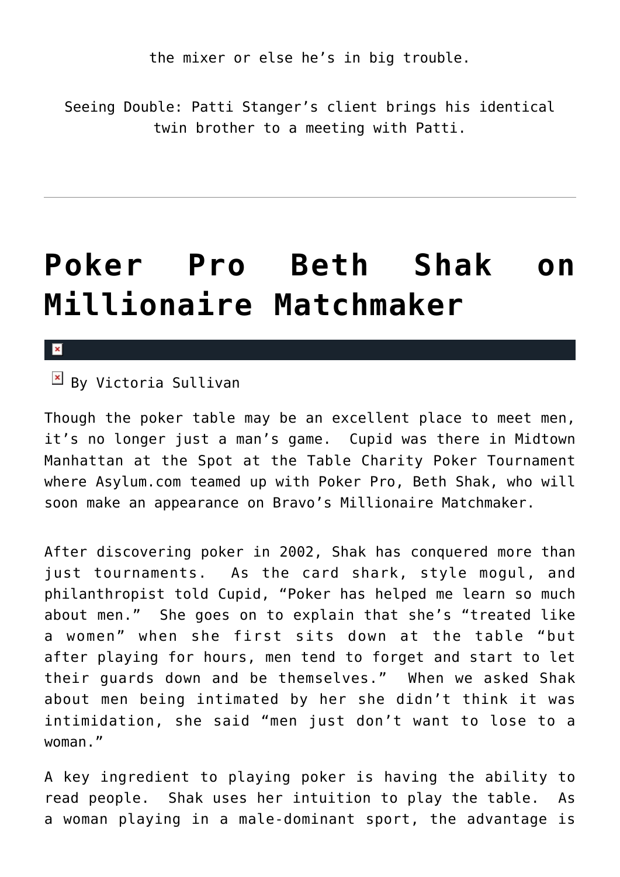the mixer or else he's in big trouble.

Seeing Double: Patti Stanger's client brings his identical twin brother to a meeting with Patti.

---

# Poker Pro Beth Shak on Millionaire Matchmaker

By Victoria Sullivan

Though the poker table may be an excellent place to meet men, it's no longer just a man's game. Cupid was there in Midtown Manhattan at the Spot at the Table Charity Poker Tournament where Asylum.com teamed up with Poker Pro, Beth Shak, who will soon make an appearance on Bravo's Millionaire Matchmaker.

After discovering poker in 2002, Shak has conquered more than just tournaments. As the card shark, style mogul, and philanthropist told Cupid, "Poker has helped me learn so much about men." She goes on to explain that she's "treated like a women" when she first sits down at the table "but after playing for hours, men tend to forget and start to let their guards down and be themselves." When we asked Shak about men being intimated by her she didn't think it was intimidation, she said "men just don't want to lose to a woman."

A key ingredient to playing poker is having the ability to read people. Shak uses her intuition to play the table. As a woman playing in a male-dominant sport, the advantage is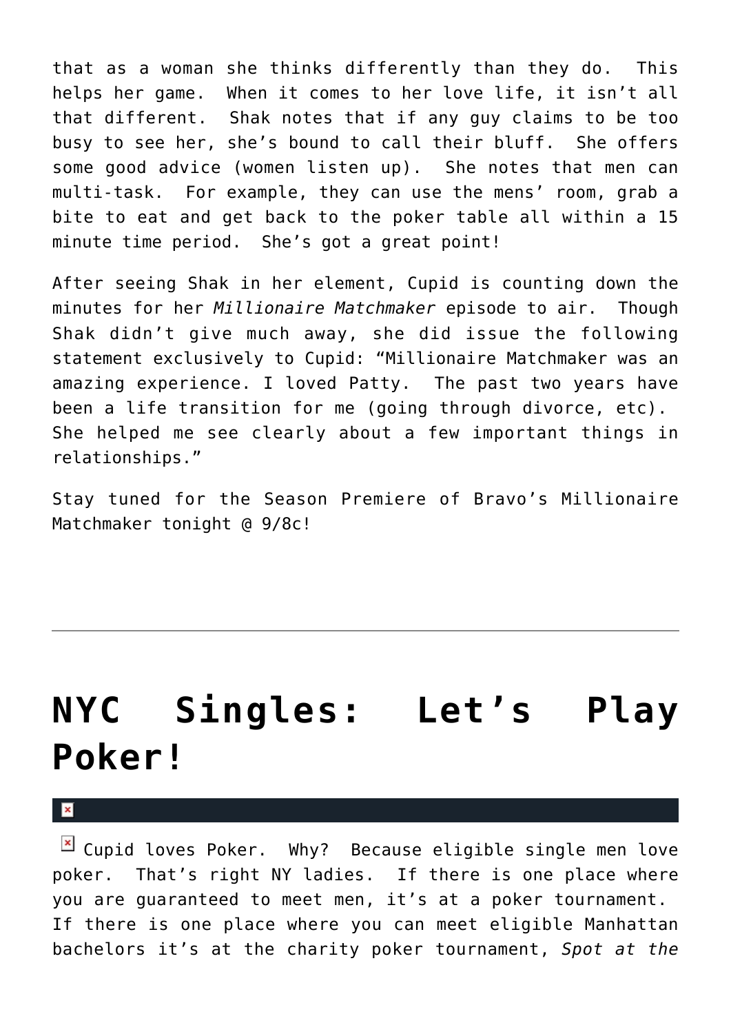that as a woman she thinks differently than they do. This helps her game. When it comes to her love life, it isn't all that different. Shak notes that if any guy claims to be too busy to see her, she's bound to call their bluff. She offers some good advice (women listen up). She notes that men can multi-task. For example, they can use the mens' room, grab a bite to eat and get back to the poker table all within a 15 minute time period. She's got a great point!

After seeing Shak in her element, Cupid is counting down the minutes for her *Millionaire Matchmaker* episode to air. Though Shak didn't give much away, she did issue the following statement exclusively to Cupid: "Millionaire Matchmaker was an amazing experience. I loved Patty. The past two years have been a life transition for me (going through divorce, etc). She helped me see clearly about a few important things in relationships."

Stay tuned for the Season Premiere of Bravo's Millionaire Matchmaker tonight @ 9/8c!

---

# NYC Singles: Let's Play Poker!

Cupid loves Poker. Why? Because eligible single men love poker. That's right NY ladies. If there is one place where you are guaranteed to meet men, it's at a poker tournament. If there is one place where you can meet eligible Manhattan bachelors it's at the charity poker tournament, *Spot at the*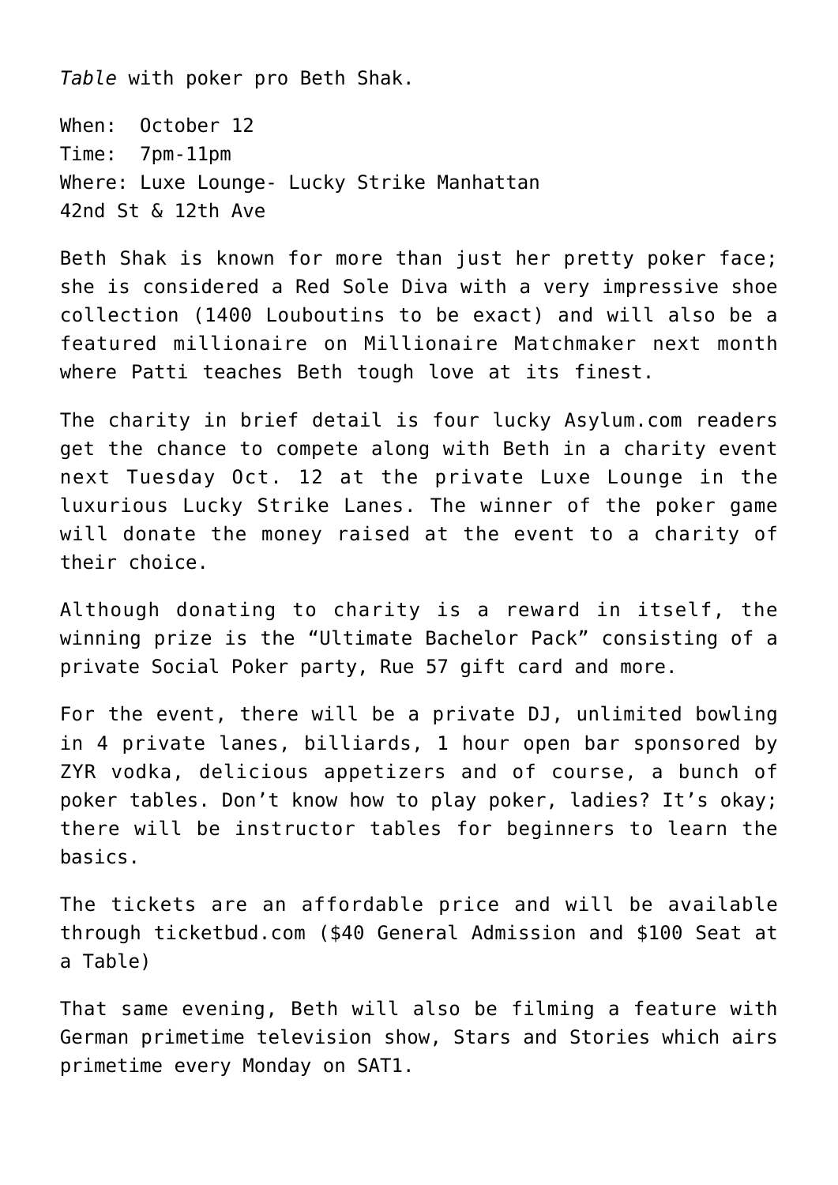*Table* with poker pro Beth Shak.

When: October 12
Time: 7pm-11pm
Where: Luxe Lounge- Lucky Strike Manhattan
42nd St & 12th Ave

Beth Shak is known for more than just her pretty poker face; she is considered a Red Sole Diva with a very impressive shoe collection (1400 Louboutins to be exact) and will also be a featured millionaire on Millionaire Matchmaker next month where Patti teaches Beth tough love at its finest.

The charity in brief detail is four lucky Asylum.com readers get the chance to compete along with Beth in a charity event next Tuesday Oct. 12 at the private Luxe Lounge in the luxurious Lucky Strike Lanes. The winner of the poker game will donate the money raised at the event to a charity of their choice.

Although donating to charity is a reward in itself, the winning prize is the "Ultimate Bachelor Pack" consisting of a private Social Poker party, Rue 57 gift card and more.

For the event, there will be a private DJ, unlimited bowling in 4 private lanes, billiards, 1 hour open bar sponsored by ZYR vodka, delicious appetizers and of course, a bunch of poker tables. Don't know how to play poker, ladies? It's okay; there will be instructor tables for beginners to learn the basics.

The tickets are an affordable price and will be available through ticketbud.com ($40 General Admission and $100 Seat at a Table)

That same evening, Beth will also be filming a feature with German primetime television show, Stars and Stories which airs primetime every Monday on SAT1.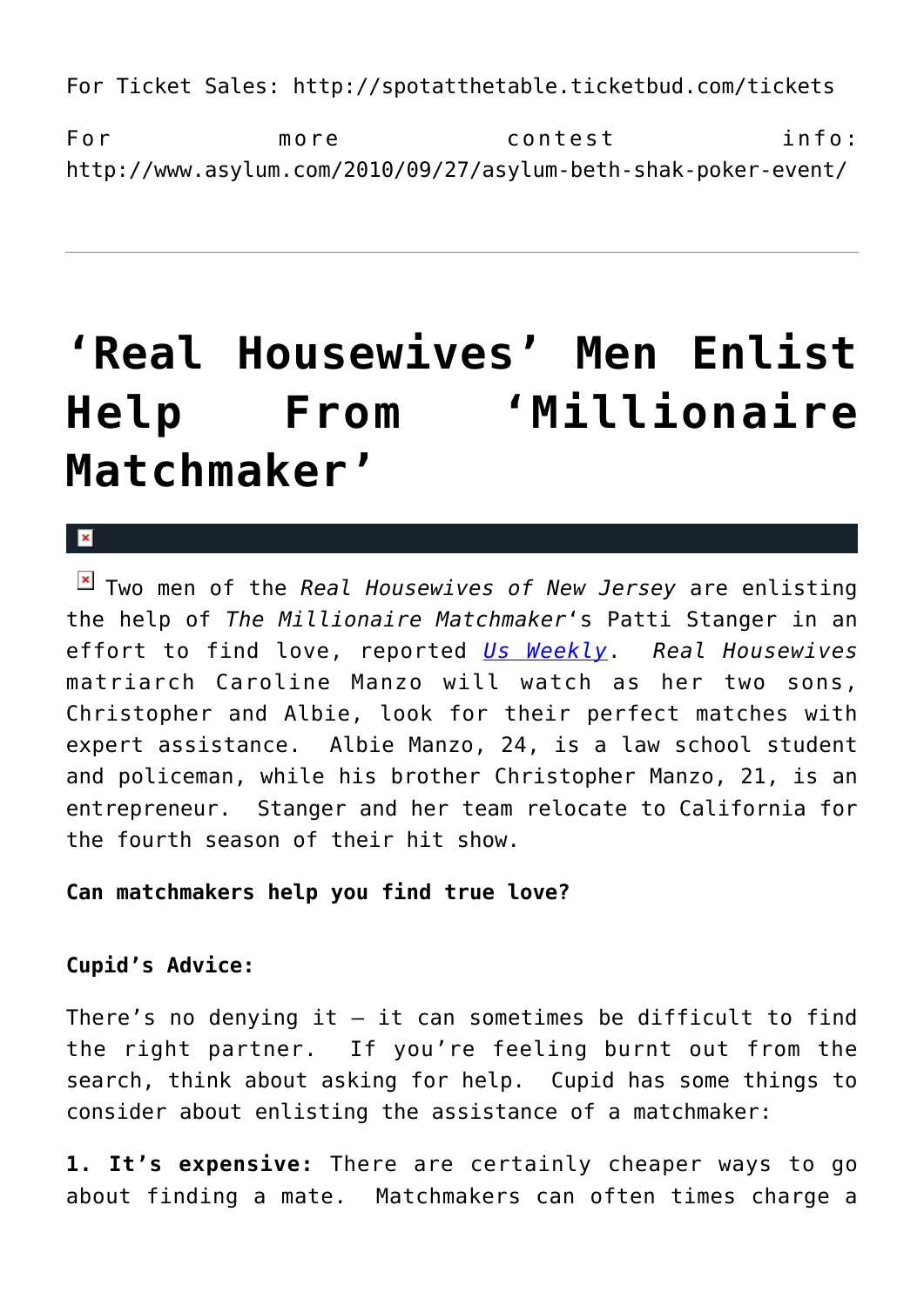For Ticket Sales: http://spotatthetable.ticketbud.com/tickets

For more contest info: http://www.asylum.com/2010/09/27/asylum-beth-shak-poker-event/

---

# 'Real Housewives' Men Enlist Help From 'Millionaire Matchmaker'

Two men of the *Real Housewives of New Jersey* are enlisting the help of *The Millionaire Matchmaker*'s Patti Stanger in an effort to find love, reported *Us Weekly*. *Real Housewives* matriarch Caroline Manzo will watch as her two sons, Christopher and Albie, look for their perfect matches with expert assistance. Albie Manzo, 24, is a law school student and policeman, while his brother Christopher Manzo, 21, is an entrepreneur. Stanger and her team relocate to California for the fourth season of their hit show.

**Can matchmakers help you find true love?**

**Cupid's Advice:**

There's no denying it – it can sometimes be difficult to find the right partner. If you're feeling burnt out from the search, think about asking for help. Cupid has some things to consider about enlisting the assistance of a matchmaker:

**1. It's expensive:** There are certainly cheaper ways to go about finding a mate. Matchmakers can often times charge a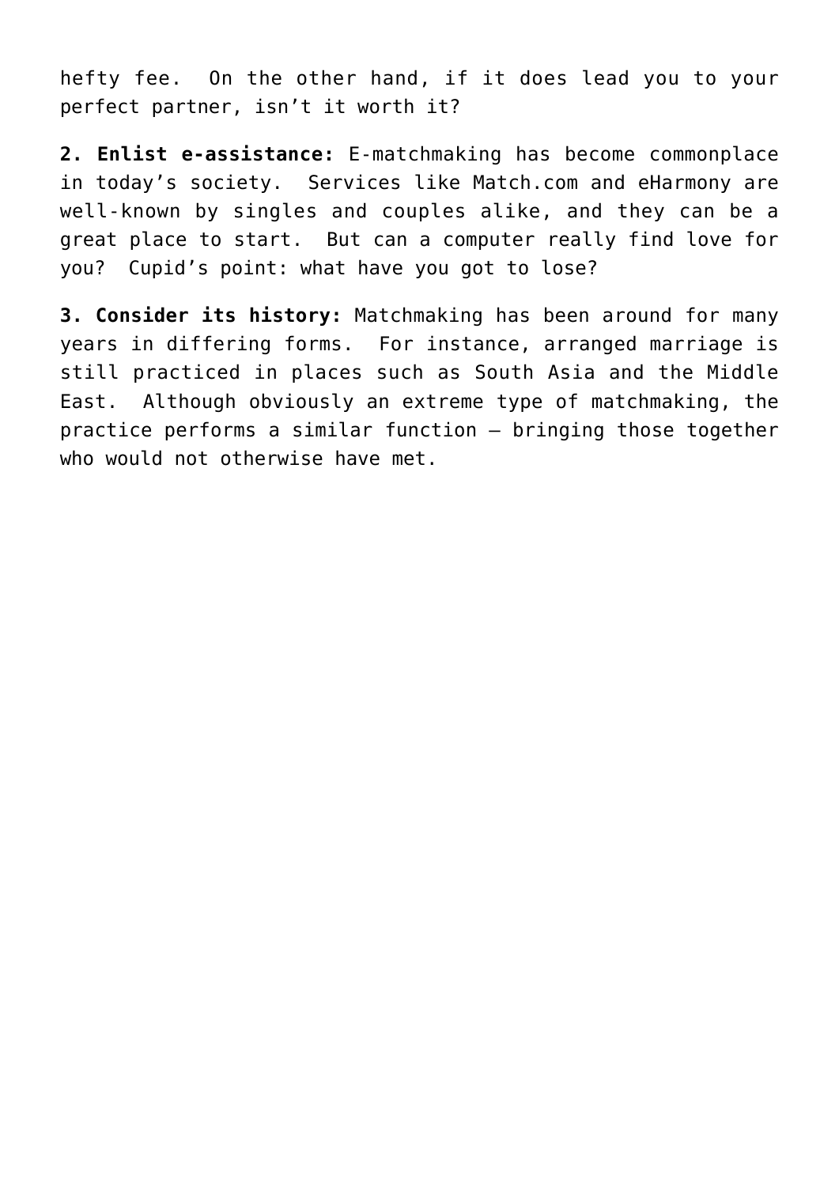hefty fee. On the other hand, if it does lead you to your perfect partner, isn’t it worth it?

**2. Enlist e-assistance:** E-matchmaking has become commonplace in today’s society. Services like Match.com and eHarmony are well-known by singles and couples alike, and they can be a great place to start. But can a computer really find love for you? Cupid’s point: what have you got to lose?

**3. Consider its history:** Matchmaking has been around for many years in differing forms. For instance, arranged marriage is still practiced in places such as South Asia and the Middle East. Although obviously an extreme type of matchmaking, the practice performs a similar function – bringing those together who would not otherwise have met.